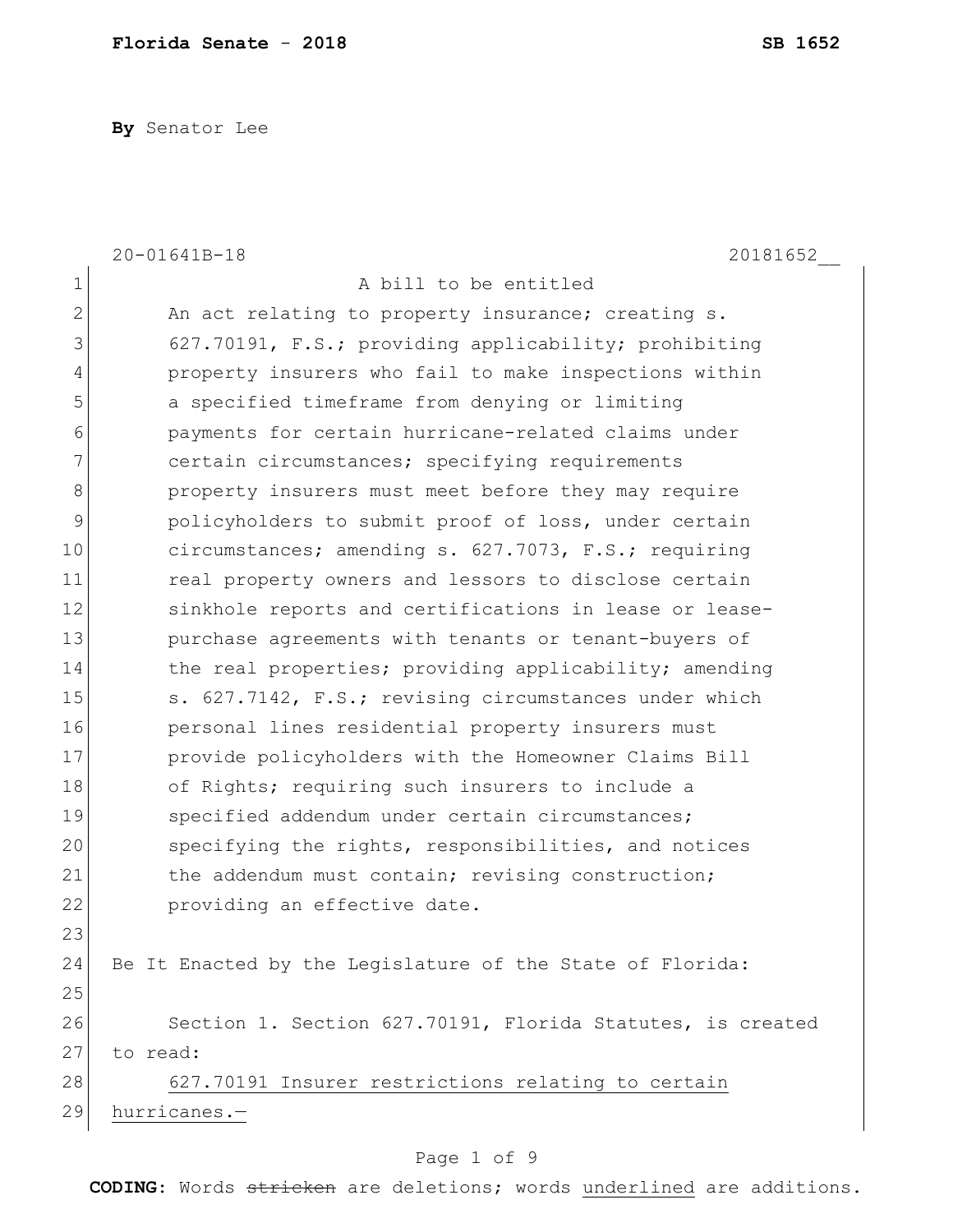By Senator Lee

20-01641B-18 20181652__

A bill to be entitled

An act relating to property insurance; creating s. 627.70191, F.S.; providing applicability; prohibiting property insurers who fail to make inspections within a specified timeframe from denying or limiting payments for certain hurricane-related claims under certain circumstances; specifying requirements property insurers must meet before they may require policyholders to submit proof of loss, under certain circumstances; amending s. 627.7073, F.S.; requiring real property owners and lessors to disclose certain sinkhole reports and certifications in lease or lease-purchase agreements with tenants or tenant-buyers of the real properties; providing applicability; amending s. 627.7142, F.S.; revising circumstances under which personal lines residential property insurers must provide policyholders with the Homeowner Claims Bill of Rights; requiring such insurers to include a specified addendum under certain circumstances; specifying the rights, responsibilities, and notices the addendum must contain; revising construction; providing an effective date.

Be It Enacted by the Legislature of the State of Florida:

Section 1. Section 627.70191, Florida Statutes, is created to read:

<u>627.70191 Insurer restrictions relating to certain hurricanes.—</u>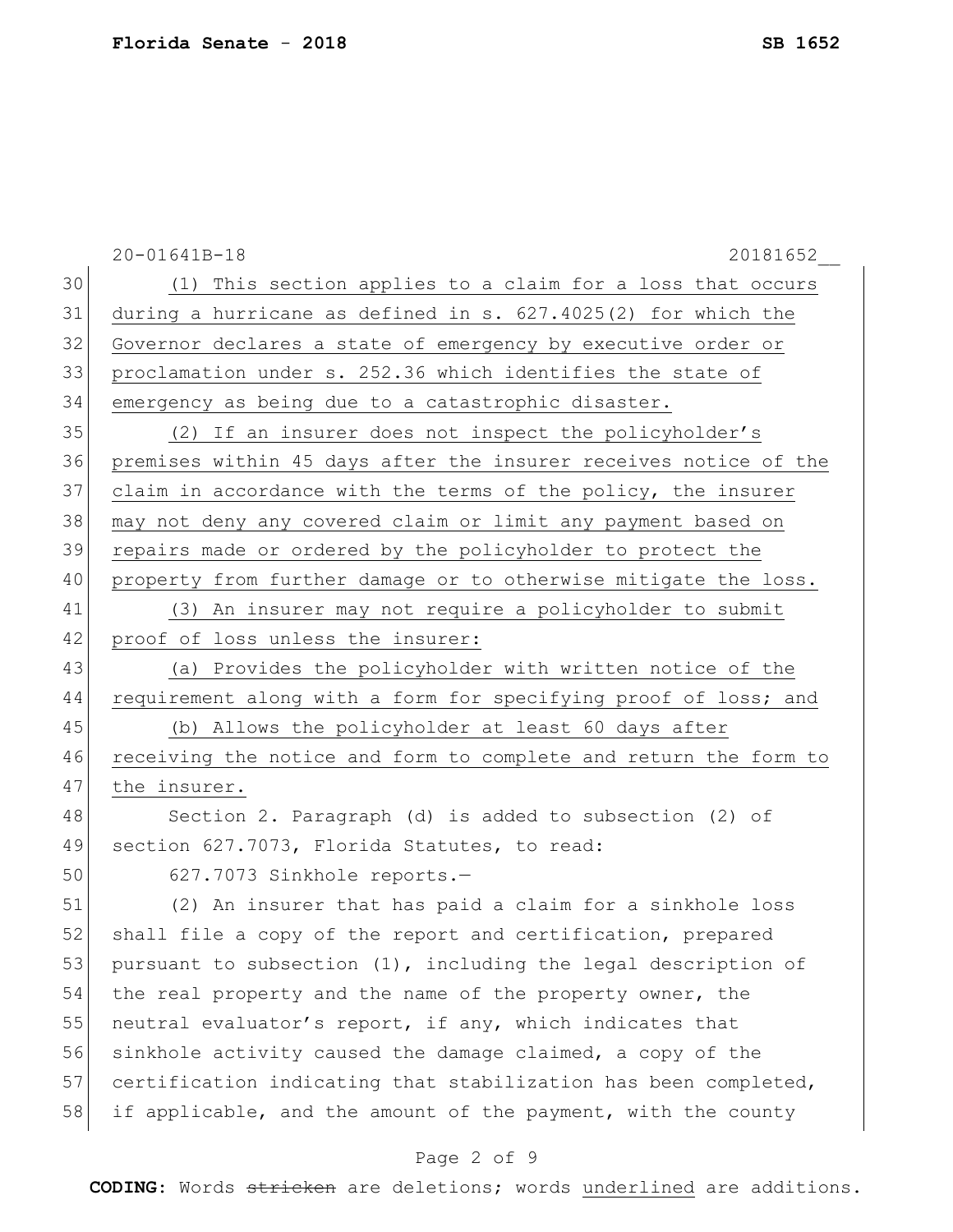(1) This section applies to a claim for a loss that occurs during a hurricane as defined in s. 627.4025(2) for which the Governor declares a state of emergency by executive order or proclamation under s. 252.36 which identifies the state of emergency as being due to a catastrophic disaster.

(2) If an insurer does not inspect the policyholder's premises within 45 days after the insurer receives notice of the claim in accordance with the terms of the policy, the insurer may not deny any covered claim or limit any payment based on repairs made or ordered by the policyholder to protect the property from further damage or to otherwise mitigate the loss.

(3) An insurer may not require a policyholder to submit proof of loss unless the insurer:

(a) Provides the policyholder with written notice of the requirement along with a form for specifying proof of loss; and

(b) Allows the policyholder at least 60 days after receiving the notice and form to complete and return the form to the insurer.

Section 2. Paragraph (d) is added to subsection (2) of section 627.7073, Florida Statutes, to read:

627.7073 Sinkhole reports.—

(2) An insurer that has paid a claim for a sinkhole loss shall file a copy of the report and certification, prepared pursuant to subsection (1), including the legal description of the real property and the name of the property owner, the neutral evaluator's report, if any, which indicates that sinkhole activity caused the damage claimed, a copy of the certification indicating that stabilization has been completed, if applicable, and the amount of the payment, with the county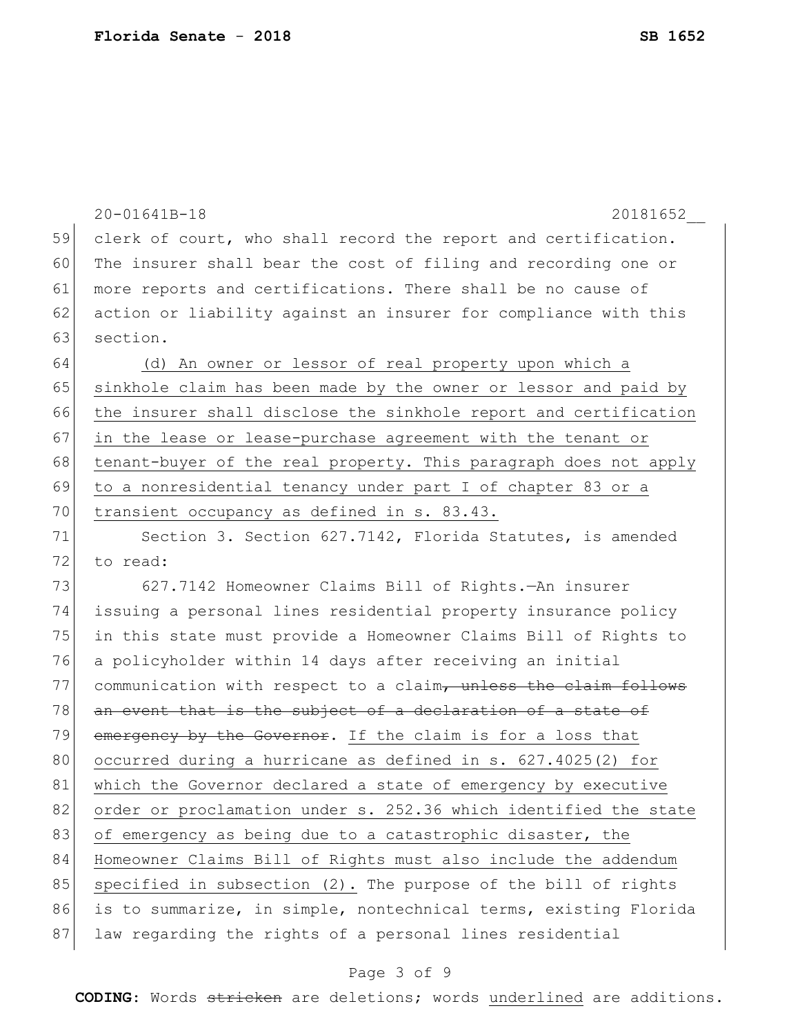clerk of court, who shall record the report and certification. The insurer shall bear the cost of filing and recording one or more reports and certifications. There shall be no cause of action or liability against an insurer for compliance with this section.

<u>(d) An owner or lessor of real property upon which a sinkhole claim has been made by the owner or lessor and paid by the insurer shall disclose the sinkhole report and certification in the lease or lease-purchase agreement with the tenant or tenant-buyer of the real property. This paragraph does not apply to a nonresidential tenancy under part I of chapter 83 or a transient occupancy as defined in s. 83.43.</u>

Section 3. Section 627.7142, Florida Statutes, is amended to read:

627.7142 Homeowner Claims Bill of Rights.—An insurer issuing a personal lines residential property insurance policy in this state must provide a Homeowner Claims Bill of Rights to a policyholder within 14 days after receiving an initial communication with respect to a claim~~, unless the claim follows an event that is the subject of a declaration of a state of emergency by the Governor~~. <u>If the claim is for a loss that occurred during a hurricane as defined in s. 627.4025(2) for which the Governor declared a state of emergency by executive order or proclamation under s. 252.36 which identified the state of emergency as being due to a catastrophic disaster, the Homeowner Claims Bill of Rights must also include the addendum specified in subsection (2).</u> The purpose of the bill of rights is to summarize, in simple, nontechnical terms, existing Florida law regarding the rights of a personal lines residential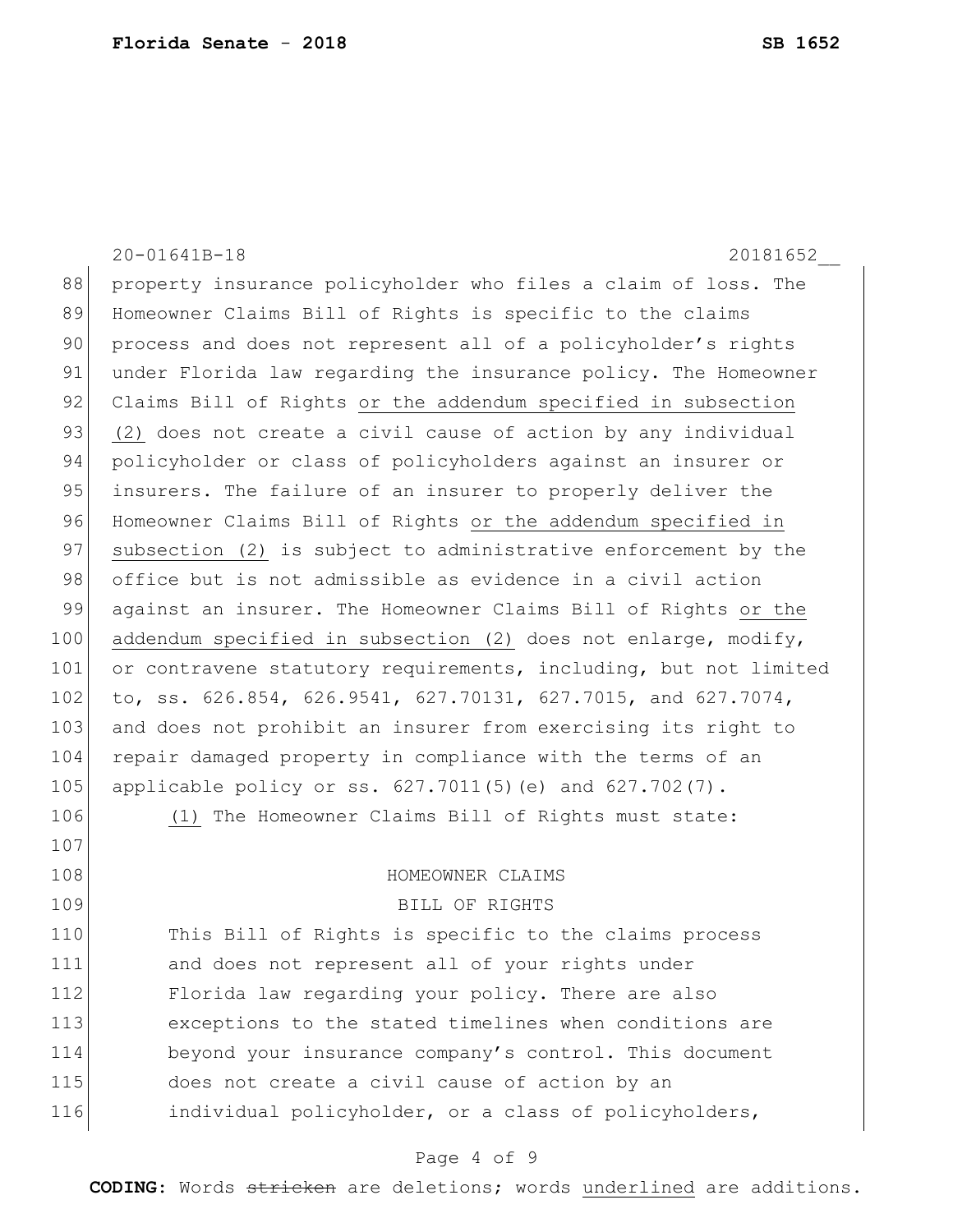property insurance policyholder who files a claim of loss. The Homeowner Claims Bill of Rights is specific to the claims process and does not represent all of a policyholder's rights under Florida law regarding the insurance policy. The Homeowner Claims Bill of Rights <u>or the addendum specified in subsection (2)</u> does not create a civil cause of action by any individual policyholder or class of policyholders against an insurer or insurers. The failure of an insurer to properly deliver the Homeowner Claims Bill of Rights <u>or the addendum specified in subsection (2)</u> is subject to administrative enforcement by the office but is not admissible as evidence in a civil action against an insurer. The Homeowner Claims Bill of Rights <u>or the addendum specified in subsection (2)</u> does not enlarge, modify, or contravene statutory requirements, including, but not limited to, ss. 626.854, 626.9541, 627.70131, 627.7015, and 627.7074, and does not prohibit an insurer from exercising its right to repair damaged property in compliance with the terms of an applicable policy or ss. 627.7011(5)(e) and 627.702(7).

<u>(1)</u> The Homeowner Claims Bill of Rights must state:

HOMEOWNER CLAIMS
BILL OF RIGHTS

This Bill of Rights is specific to the claims process and does not represent all of your rights under Florida law regarding your policy. There are also exceptions to the stated timelines when conditions are beyond your insurance company's control. This document does not create a civil cause of action by an individual policyholder, or a class of policyholders,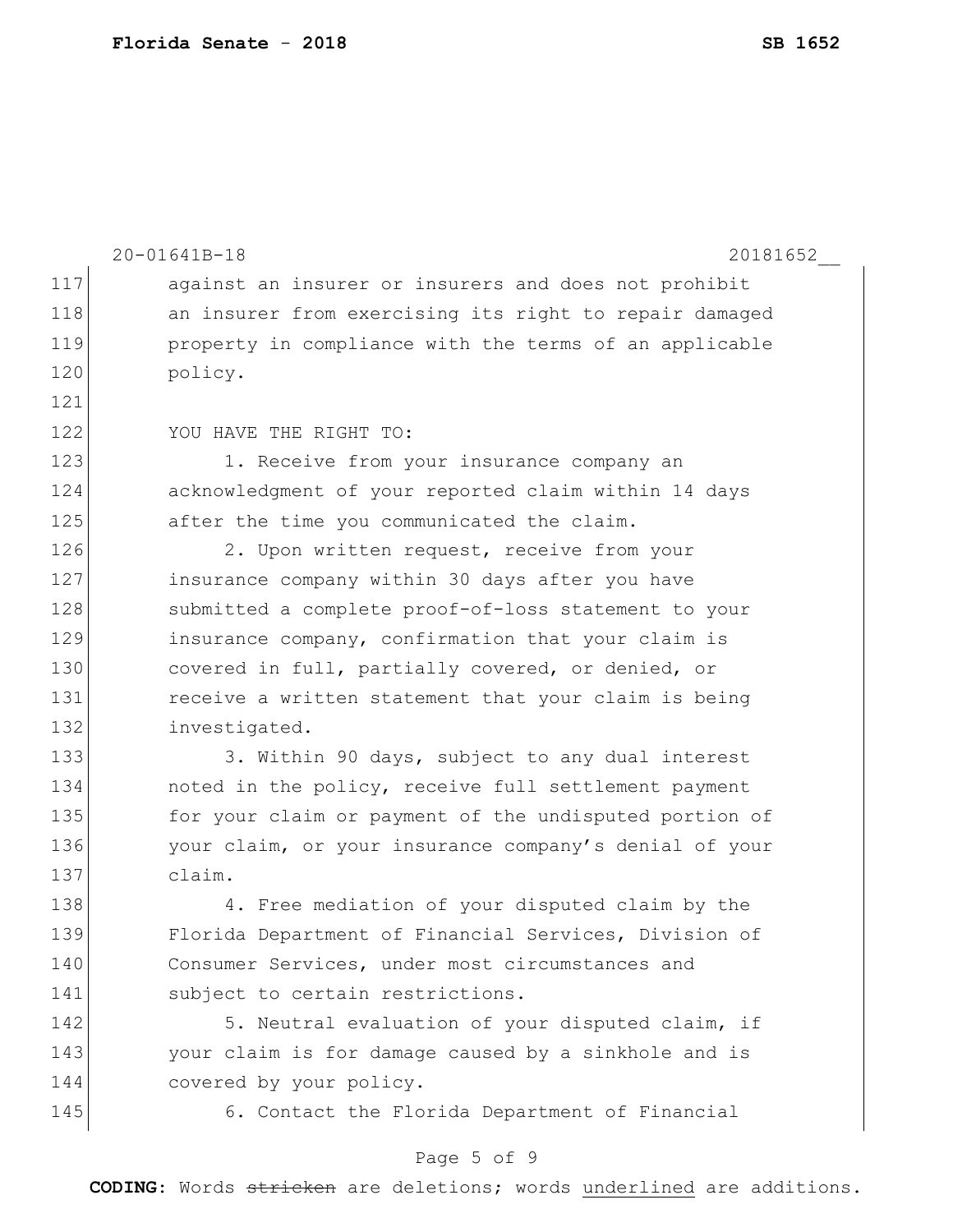against an insurer or insurers and does not prohibit an insurer from exercising its right to repair damaged property in compliance with the terms of an applicable policy.

YOU HAVE THE RIGHT TO:

1. Receive from your insurance company an acknowledgment of your reported claim within 14 days after the time you communicated the claim.

2. Upon written request, receive from your insurance company within 30 days after you have submitted a complete proof-of-loss statement to your insurance company, confirmation that your claim is covered in full, partially covered, or denied, or receive a written statement that your claim is being investigated.

3. Within 90 days, subject to any dual interest noted in the policy, receive full settlement payment for your claim or payment of the undisputed portion of your claim, or your insurance company's denial of your claim.

4. Free mediation of your disputed claim by the Florida Department of Financial Services, Division of Consumer Services, under most circumstances and subject to certain restrictions.

5. Neutral evaluation of your disputed claim, if your claim is for damage caused by a sinkhole and is covered by your policy.

6. Contact the Florida Department of Financial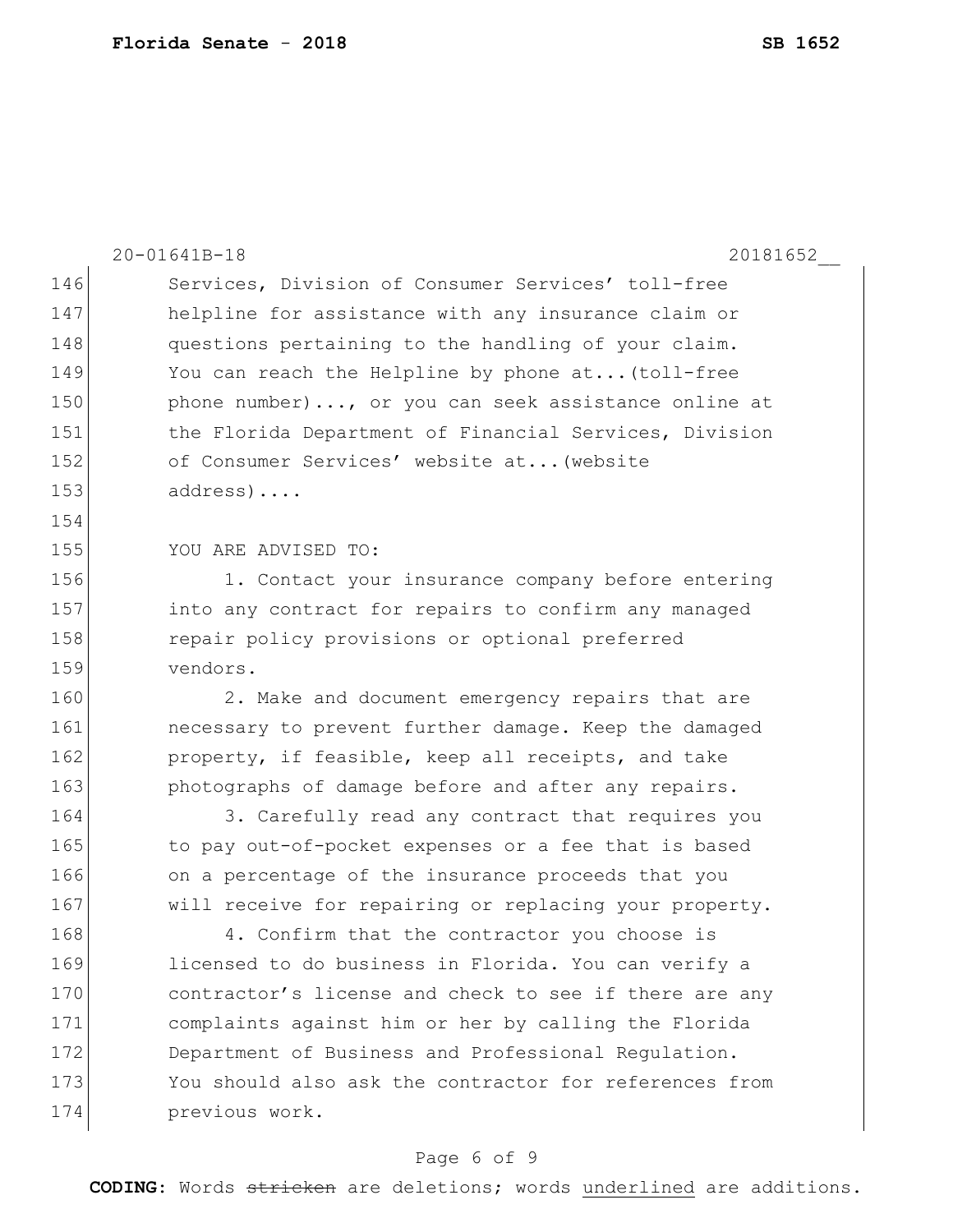Services, Division of Consumer Services' toll-free helpline for assistance with any insurance claim or questions pertaining to the handling of your claim. You can reach the Helpline by phone at...(toll-free phone number)..., or you can seek assistance online at the Florida Department of Financial Services, Division of Consumer Services' website at...(website address)....

YOU ARE ADVISED TO:

1. Contact your insurance company before entering into any contract for repairs to confirm any managed repair policy provisions or optional preferred vendors.

2. Make and document emergency repairs that are necessary to prevent further damage. Keep the damaged property, if feasible, keep all receipts, and take photographs of damage before and after any repairs.

3. Carefully read any contract that requires you to pay out-of-pocket expenses or a fee that is based on a percentage of the insurance proceeds that you will receive for repairing or replacing your property.

4. Confirm that the contractor you choose is licensed to do business in Florida. You can verify a contractor's license and check to see if there are any complaints against him or her by calling the Florida Department of Business and Professional Regulation. You should also ask the contractor for references from previous work.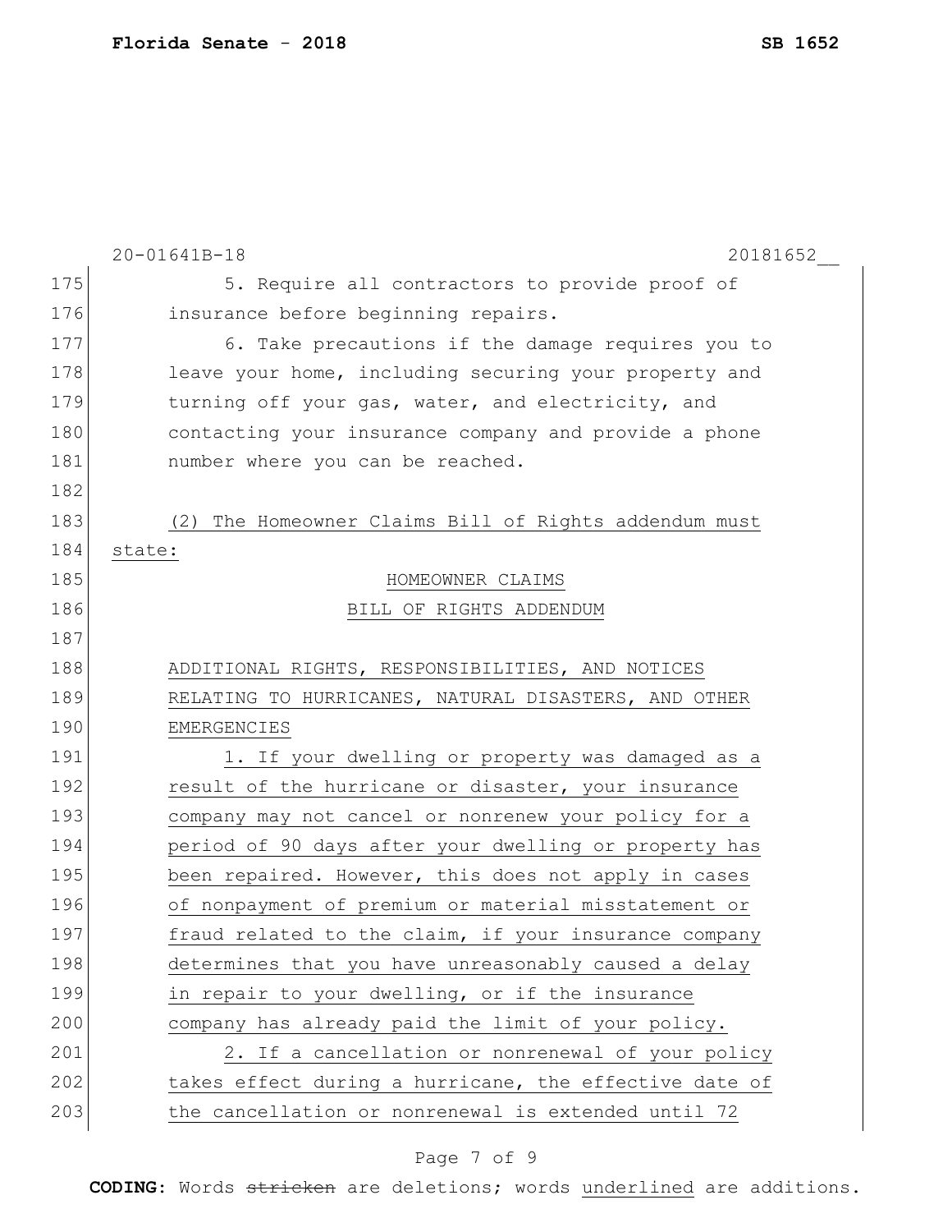5. Require all contractors to provide proof of insurance before beginning repairs.

6. Take precautions if the damage requires you to leave your home, including securing your property and turning off your gas, water, and electricity, and contacting your insurance company and provide a phone number where you can be reached.

(2) The Homeowner Claims Bill of Rights addendum must state:

HOMEOWNER CLAIMS

BILL OF RIGHTS ADDENDUM

ADDITIONAL RIGHTS, RESPONSIBILITIES, AND NOTICES RELATING TO HURRICANES, NATURAL DISASTERS, AND OTHER EMERGENCIES

1. If your dwelling or property was damaged as a result of the hurricane or disaster, your insurance company may not cancel or nonrenew your policy for a period of 90 days after your dwelling or property has been repaired. However, this does not apply in cases of nonpayment of premium or material misstatement or fraud related to the claim, if your insurance company determines that you have unreasonably caused a delay in repair to your dwelling, or if the insurance company has already paid the limit of your policy.

2. If a cancellation or nonrenewal of your policy takes effect during a hurricane, the effective date of the cancellation or nonrenewal is extended until 72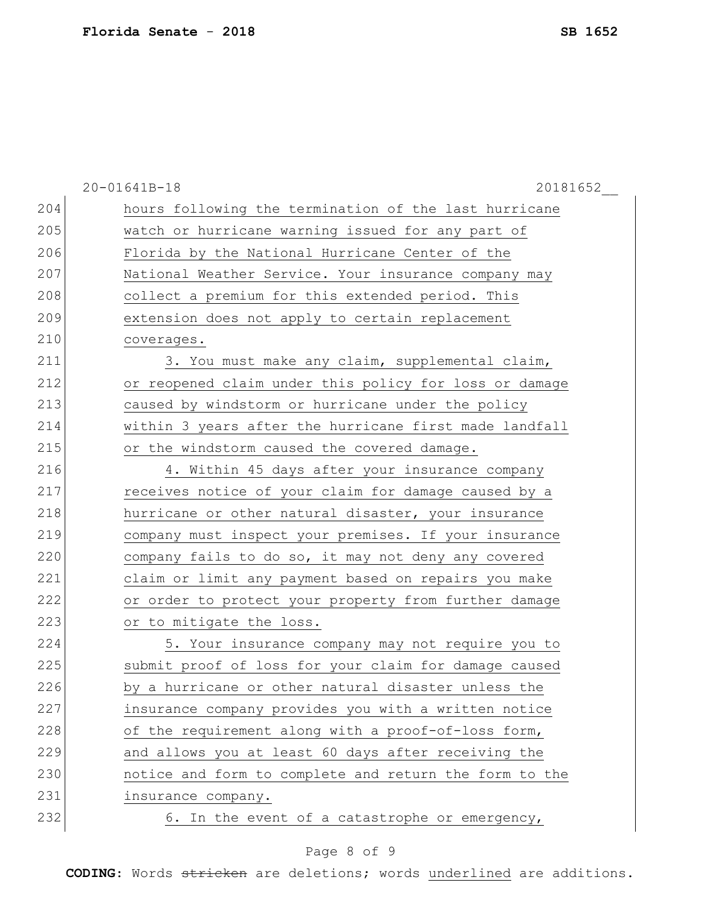hours following the termination of the last hurricane watch or hurricane warning issued for any part of Florida by the National Hurricane Center of the National Weather Service. Your insurance company may collect a premium for this extended period. This extension does not apply to certain replacement coverages.

3. You must make any claim, supplemental claim, or reopened claim under this policy for loss or damage caused by windstorm or hurricane under the policy within 3 years after the hurricane first made landfall or the windstorm caused the covered damage.

4. Within 45 days after your insurance company receives notice of your claim for damage caused by a hurricane or other natural disaster, your insurance company must inspect your premises. If your insurance company fails to do so, it may not deny any covered claim or limit any payment based on repairs you make or order to protect your property from further damage or to mitigate the loss.

5. Your insurance company may not require you to submit proof of loss for your claim for damage caused by a hurricane or other natural disaster unless the insurance company provides you with a written notice of the requirement along with a proof-of-loss form, and allows you at least 60 days after receiving the notice and form to complete and return the form to the insurance company.

6. In the event of a catastrophe or emergency,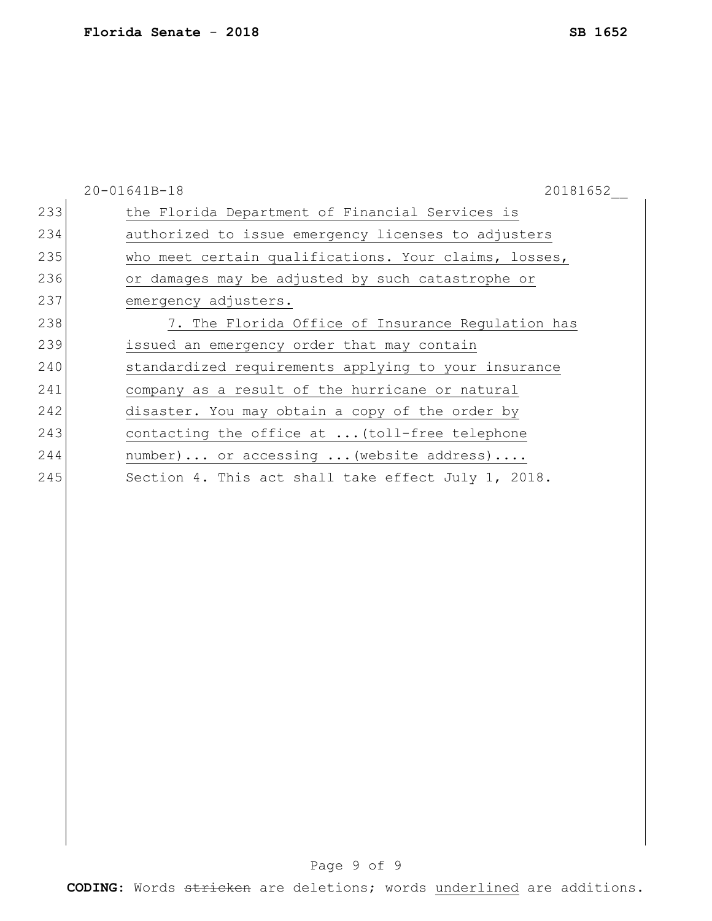the Florida Department of Financial Services is authorized to issue emergency licenses to adjusters who meet certain qualifications. Your claims, losses, or damages may be adjusted by such catastrophe or emergency adjusters.

7. The Florida Office of Insurance Regulation has issued an emergency order that may contain standardized requirements applying to your insurance company as a result of the hurricane or natural disaster. You may obtain a copy of the order by contacting the office at ...(toll-free telephone number)... or accessing ...(website address)....

Section 4. This act shall take effect July 1, 2018.